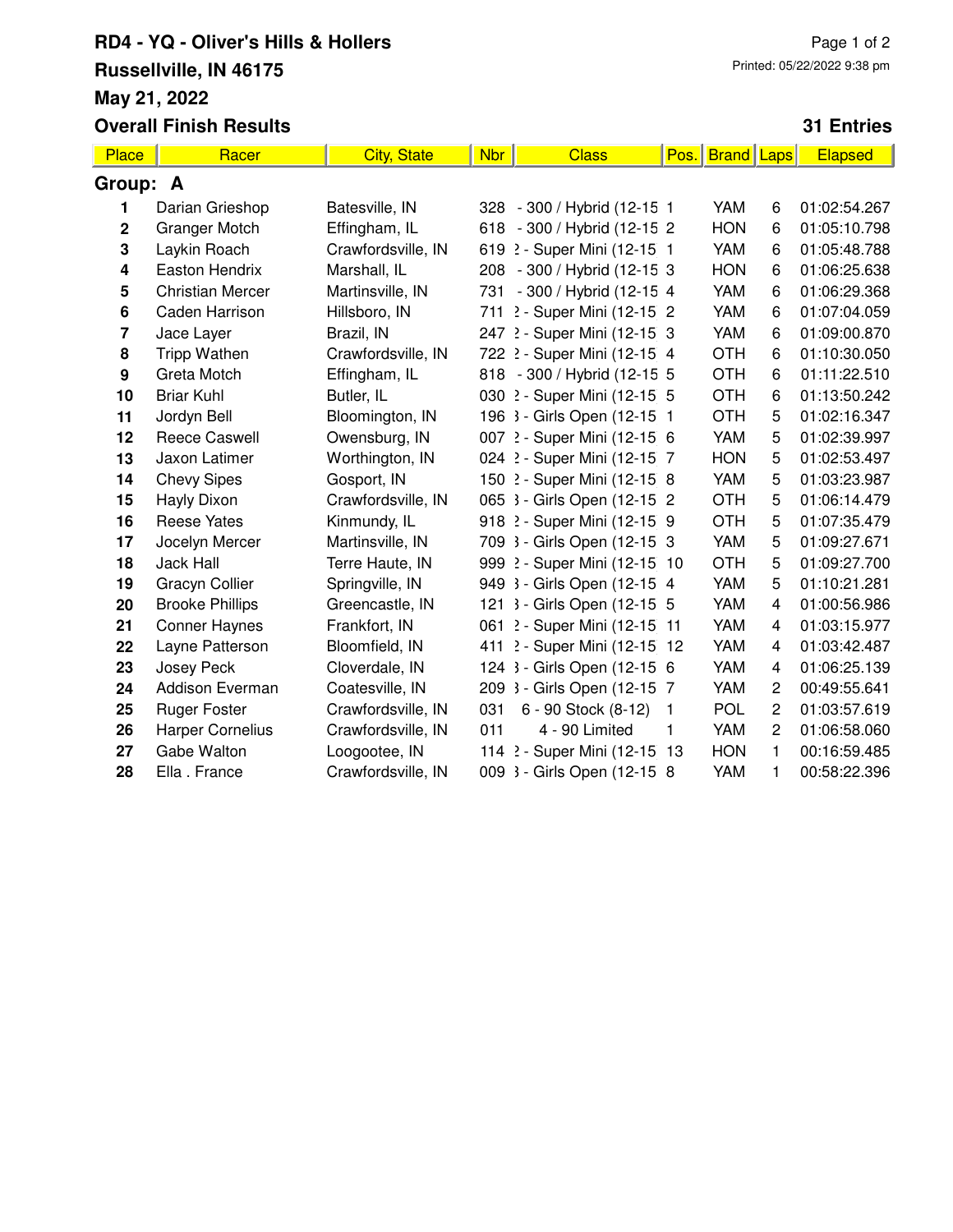# RD4 - YQ - Oliver's Hills & Hollers

**Russellville, IN 46175**

**May 21, 2022**

**Overall Finish Results**

Printed: 05/22/2022 9:38 pm

**31 Entries**

| Place | Racer | City, State | Nbr | Class | Pos. | Brand | Laps | Elapsed |
|---|---|---|---|---|---|---|---|---|
| **Group: A** | | | | | | | | |
| 1 | Darian Grieshop | Batesville, IN | 328 | - 300 / Hybrid (12-15 | 1 | YAM | 6 | 01:02:54.267 |
| 2 | Granger Motch | Effingham, IL | 618 | - 300 / Hybrid (12-15 | 2 | HON | 6 | 01:05:10.798 |
| 3 | Laykin Roach | Crawfordsville, IN | 619 | 2 - Super Mini (12-15 | 1 | YAM | 6 | 01:05:48.788 |
| 4 | Easton Hendrix | Marshall, IL | 208 | - 300 / Hybrid (12-15 | 3 | HON | 6 | 01:06:25.638 |
| 5 | Christian Mercer | Martinsville, IN | 731 | - 300 / Hybrid (12-15 | 4 | YAM | 6 | 01:06:29.368 |
| 6 | Caden Harrison | Hillsboro, IN | 711 | 2 - Super Mini (12-15 | 2 | YAM | 6 | 01:07:04.059 |
| 7 | Jace Layer | Brazil, IN | 247 | 2 - Super Mini (12-15 | 3 | YAM | 6 | 01:09:00.870 |
| 8 | Tripp Wathen | Crawfordsville, IN | 722 | 2 - Super Mini (12-15 | 4 | OTH | 6 | 01:10:30.050 |
| 9 | Greta Motch | Effingham, IL | 818 | - 300 / Hybrid (12-15 | 5 | OTH | 6 | 01:11:22.510 |
| 10 | Briar Kuhl | Butler, IL | 030 | 2 - Super Mini (12-15 | 5 | OTH | 6 | 01:13:50.242 |
| 11 | Jordyn Bell | Bloomington, IN | 196 | 3 - Girls Open (12-15 | 1 | OTH | 5 | 01:02:16.347 |
| 12 | Reece Caswell | Owensburg, IN | 007 | 2 - Super Mini (12-15 | 6 | YAM | 5 | 01:02:39.997 |
| 13 | Jaxon Latimer | Worthington, IN | 024 | 2 - Super Mini (12-15 | 7 | HON | 5 | 01:02:53.497 |
| 14 | Chevy Sipes | Gosport, IN | 150 | 2 - Super Mini (12-15 | 8 | YAM | 5 | 01:03:23.987 |
| 15 | Hayly Dixon | Crawfordsville, IN | 065 | 3 - Girls Open (12-15 | 2 | OTH | 5 | 01:06:14.479 |
| 16 | Reese Yates | Kinmundy, IL | 918 | 2 - Super Mini (12-15 | 9 | OTH | 5 | 01:07:35.479 |
| 17 | Jocelyn Mercer | Martinsville, IN | 709 | 3 - Girls Open (12-15 | 3 | YAM | 5 | 01:09:27.671 |
| 18 | Jack Hall | Terre Haute, IN | 999 | 2 - Super Mini (12-15 | 10 | OTH | 5 | 01:09:27.700 |
| 19 | Gracyn Collier | Springville, IN | 949 | 3 - Girls Open (12-15 | 4 | YAM | 5 | 01:10:21.281 |
| 20 | Brooke Phillips | Greencastle, IN | 121 | 3 - Girls Open (12-15 | 5 | YAM | 4 | 01:00:56.986 |
| 21 | Conner Haynes | Frankfort, IN | 061 | 2 - Super Mini (12-15 | 11 | YAM | 4 | 01:03:15.977 |
| 22 | Layne Patterson | Bloomfield, IN | 411 | 2 - Super Mini (12-15 | 12 | YAM | 4 | 01:03:42.487 |
| 23 | Josey Peck | Cloverdale, IN | 124 | 3 - Girls Open (12-15 | 6 | YAM | 4 | 01:06:25.139 |
| 24 | Addison Everman | Coatesville, IN | 209 | 3 - Girls Open (12-15 | 7 | YAM | 2 | 00:49:55.641 |
| 25 | Ruger Foster | Crawfordsville, IN | 031 | 6 - 90 Stock (8-12) | 1 | POL | 2 | 01:03:57.619 |
| 26 | Harper Cornelius | Crawfordsville, IN | 011 | 4 - 90 Limited | 1 | YAM | 2 | 01:06:58.060 |
| 27 | Gabe Walton | Loogootee, IN | 114 | 2 - Super Mini (12-15 | 13 | HON | 1 | 00:16:59.485 |
| 28 | Ella . France | Crawfordsville, IN | 009 | 3 - Girls Open (12-15 | 8 | YAM | 1 | 00:58:22.396 |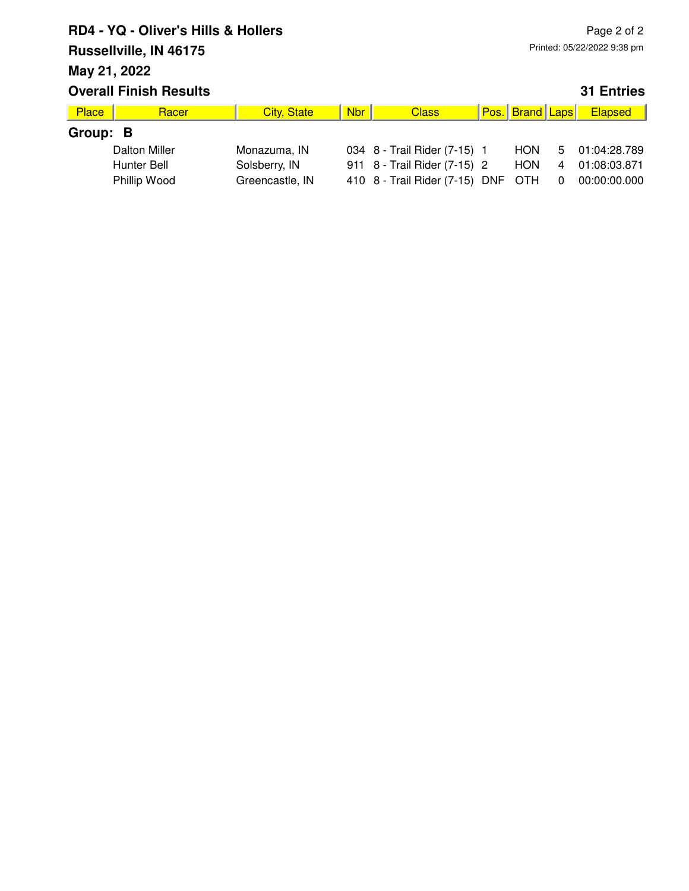# RD4 - YQ - Oliver's Hills & Hollers

**Russellville, IN 46175**

**May 21, 2022**

**Overall Finish Results** **31 Entries**

| Place | Racer | City, State | Nbr | Class | Pos. | Brand | Laps | Elapsed |
|---|---|---|---|---|---|---|---|---|
| **Group: B** | | | | | | | | |
| | Dalton Miller | Monazuma, IN | 034 | 8 - Trail Rider (7-15) | 1 | HON | 5 | 01:04:28.789 |
| | Hunter Bell | Solsberry, IN | 911 | 8 - Trail Rider (7-15) | 2 | HON | 4 | 01:08:03.871 |
| | Phillip Wood | Greencastle, IN | 410 | 8 - Trail Rider (7-15) | DNF | OTH | 0 | 00:00:00.000 |